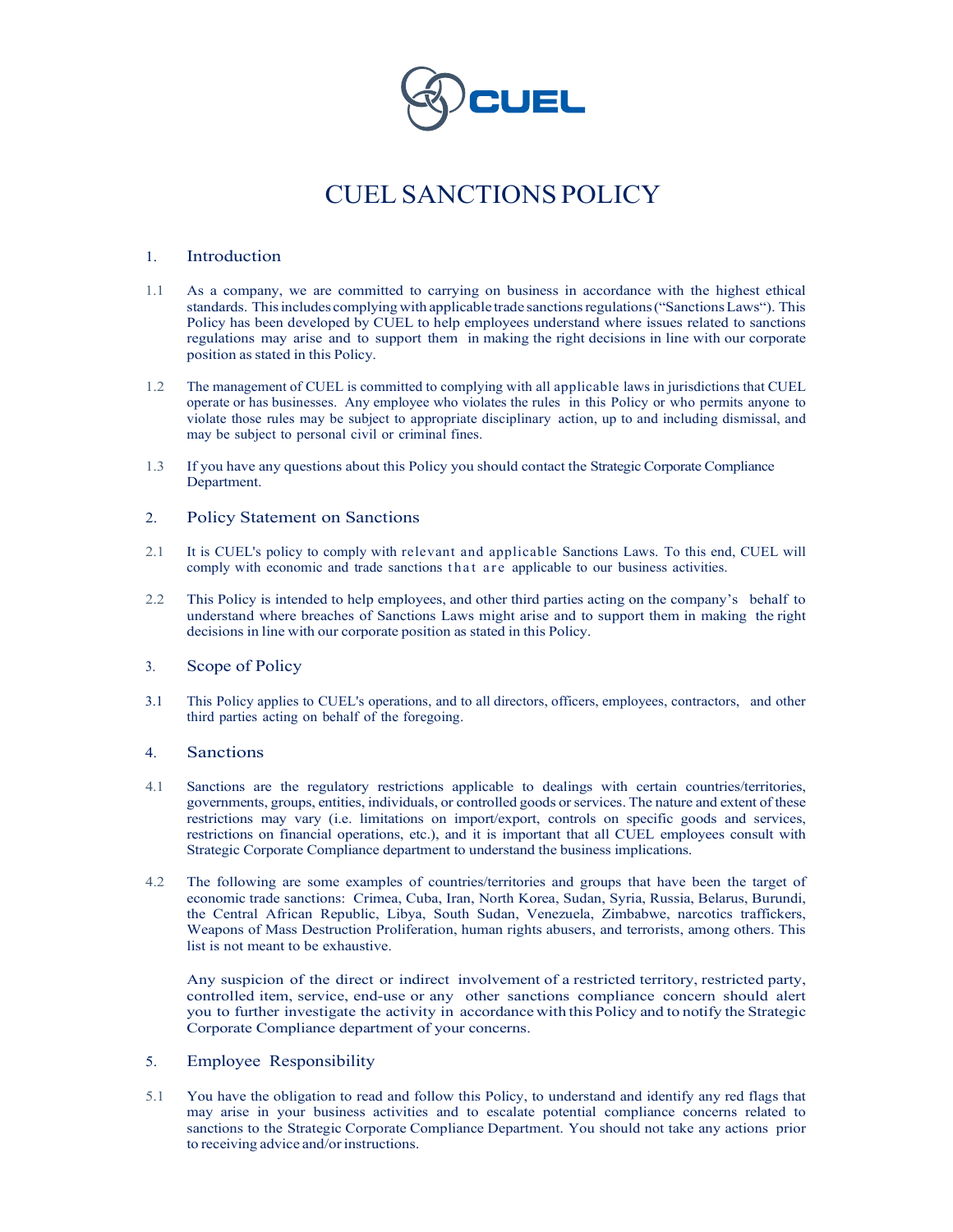# CUEL SANCTIONS POLICY

## 1. Introduction

1.1 As a company, we are committed to carrying on business in accordance with the highest ethical standards. This includes complying with applicable trade sanctions regulations ("Sanctions Laws"). This Policy has been developed by CUEL to help employees understand where issues related to sanctions regulations may arise and to support them in making the right decisions in line with our corporate position as stated in this Policy.

1.2 The management of CUEL is committed to complying with all applicable laws in jurisdictions that CUEL operate or has businesses. Any employee who violates the rules in this Policy or who permits anyone to violate those rules may be subject to appropriate disciplinary action, up to and including dismissal, and may be subject to personal civil or criminal fines.

1.3 If you have any questions about this Policy you should contact the Strategic Corporate Compliance Department.

## 2. Policy Statement on Sanctions

2.1 It is CUEL's policy to comply with relevant and applicable Sanctions Laws. To this end, CUEL will comply with economic and trade sanctions that are applicable to our business activities.

2.2 This Policy is intended to help employees, and other third parties acting on the company's behalf to understand where breaches of Sanctions Laws might arise and to support them in making the right decisions in line with our corporate position as stated in this Policy.

## 3. Scope of Policy

3.1 This Policy applies to CUEL's operations, and to all directors, officers, employees, contractors, and other third parties acting on behalf of the foregoing.

## 4. Sanctions

4.1 Sanctions are the regulatory restrictions applicable to dealings with certain countries/territories, governments, groups, entities, individuals, or controlled goods or services. The nature and extent of these restrictions may vary (i.e. limitations on import/export, controls on specific goods and services, restrictions on financial operations, etc.), and it is important that all CUEL employees consult with Strategic Corporate Compliance department to understand the business implications.

4.2 The following are some examples of countries/territories and groups that have been the target of economic trade sanctions: Crimea, Cuba, Iran, North Korea, Sudan, Syria, Russia, Belarus, Burundi, the Central African Republic, Libya, South Sudan, Venezuela, Zimbabwe, narcotics traffickers, Weapons of Mass Destruction Proliferation, human rights abusers, and terrorists, among others. This list is not meant to be exhaustive.

Any suspicion of the direct or indirect involvement of a restricted territory, restricted party, controlled item, service, end-use or any other sanctions compliance concern should alert you to further investigate the activity in accordance with this Policy and to notify the Strategic Corporate Compliance department of your concerns.

## 5. Employee Responsibility

5.1 You have the obligation to read and follow this Policy, to understand and identify any red flags that may arise in your business activities and to escalate potential compliance concerns related to sanctions to the Strategic Corporate Compliance Department. You should not take any actions prior to receiving advice and/or instructions.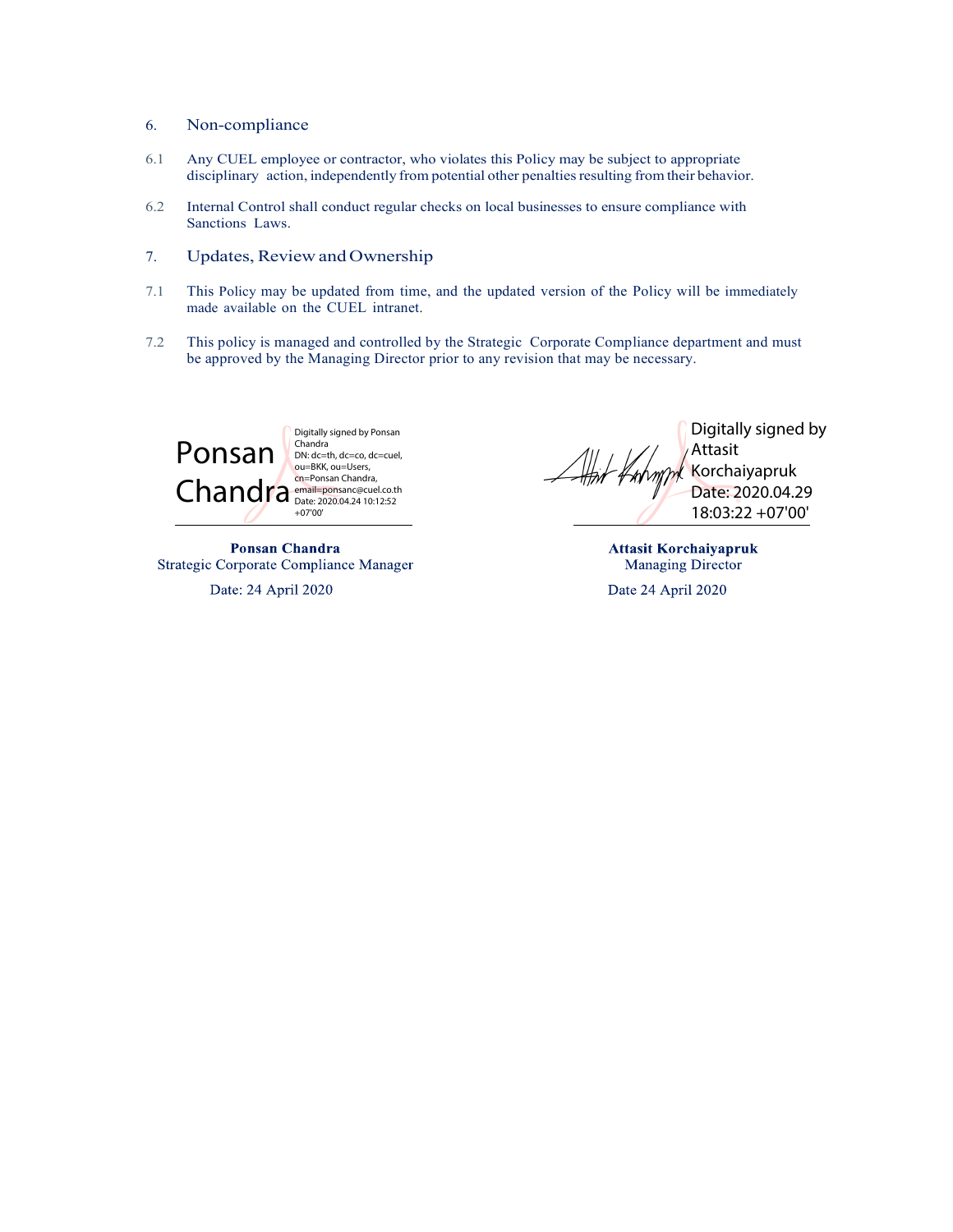## 6. Non-compliance

6.1 Any CUEL employee or contractor, who violates this Policy may be subject to appropriate disciplinary action, independently from potential other penalties resulting from their behavior.

6.2 Internal Control shall conduct regular checks on local businesses to ensure compliance with Sanctions Laws.

## 7. Updates, Review and Ownership

7.1 This Policy may be updated from time, and the updated version of the Policy will be immediately made available on the CUEL intranet.

7.2 This policy is managed and controlled by the Strategic Corporate Compliance department and must be approved by the Managing Director prior to any revision that may be necessary.

Ponsan Chandra

Digitally signed by Ponsan Chandra
DN: dc=th, dc=co, dc=cuel, ou=BKK, ou=Users, cn=Ponsan Chandra, email=ponsanc@cuel.co.th
Date: 2020.04.24 10:12:52 +07'00'

**Ponsan Chandra**
Strategic Corporate Compliance Manager

Date: 24 April 2020

Digitally signed by Attasit Korchaiyapruk
Date: 2020.04.29 18:03:22 +07'00'

**Attasit Korchaiyapruk**
Managing Director

Date 24 April 2020